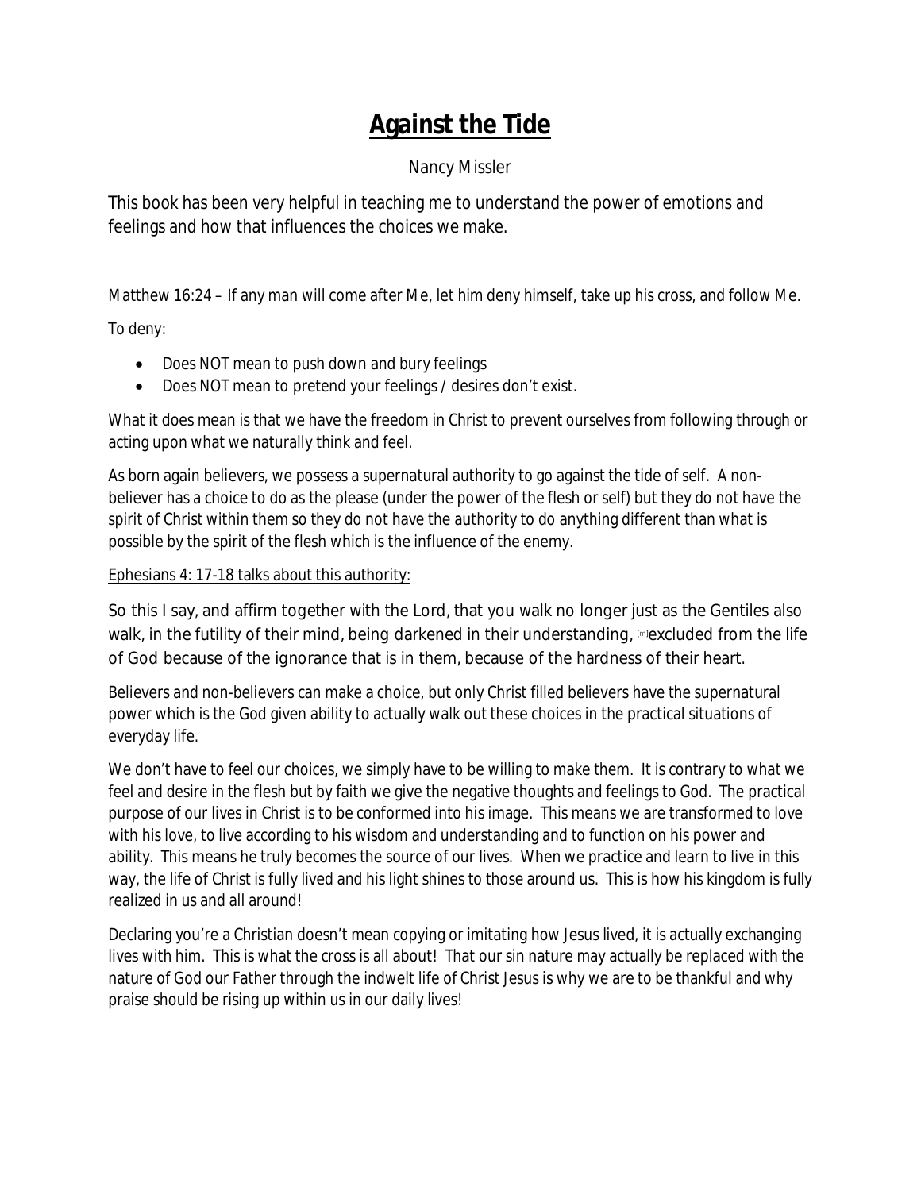# **Against the Tide**

Nancy Missler

This book has been very helpful in teaching me to understand the power of emotions and feelings and how that influences the choices we make.

Matthew 16:24 – If any man will come after Me, let him deny himself, take up his cross, and follow Me.

To deny:

- Does NOT mean to push down and bury feelings
- Does NOT mean to pretend your feelings / desires don't exist.

What it does mean is that we have the freedom in Christ to prevent ourselves from following through or acting upon what we naturally think and feel.

As born again believers, we possess a supernatural authority to go against the tide of self. A non-believer has a choice to do as the please (under the power of the flesh or self) but they do not have the spirit of Christ within them so they do not have the authority to do anything different than what is possible by the spirit of the flesh which is the influence of the enemy.

Ephesians 4: 17-18 talks about this authority:

So this I say, and affirm together with the Lord, that you walk no longer just as the Gentiles also walk, in the futility of their mind, being darkened in their understanding, [m]excluded from the life of God because of the ignorance that is in them, because of the hardness of their heart.

Believers and non-believers can make a choice, but only Christ filled believers have the supernatural power which is the God given ability to actually walk out these choices in the practical situations of everyday life.

We don't have to feel our choices, we simply have to be willing to make them. It is contrary to what we feel and desire in the flesh but by faith we give the negative thoughts and feelings to God. The practical purpose of our lives in Christ is to be conformed into his image. This means we are transformed to love with his love, to live according to his wisdom and understanding and to function on his power and ability. This means he truly becomes the source of our lives. When we practice and learn to live in this way, the life of Christ is fully lived and his light shines to those around us. This is how his kingdom is fully realized in us and all around!

Declaring you're a Christian doesn't mean copying or imitating how Jesus lived, it is actually exchanging lives with him. This is what the cross is all about! That our sin nature may actually be replaced with the nature of God our Father through the indwelt life of Christ Jesus is why we are to be thankful and why praise should be rising up within us in our daily lives!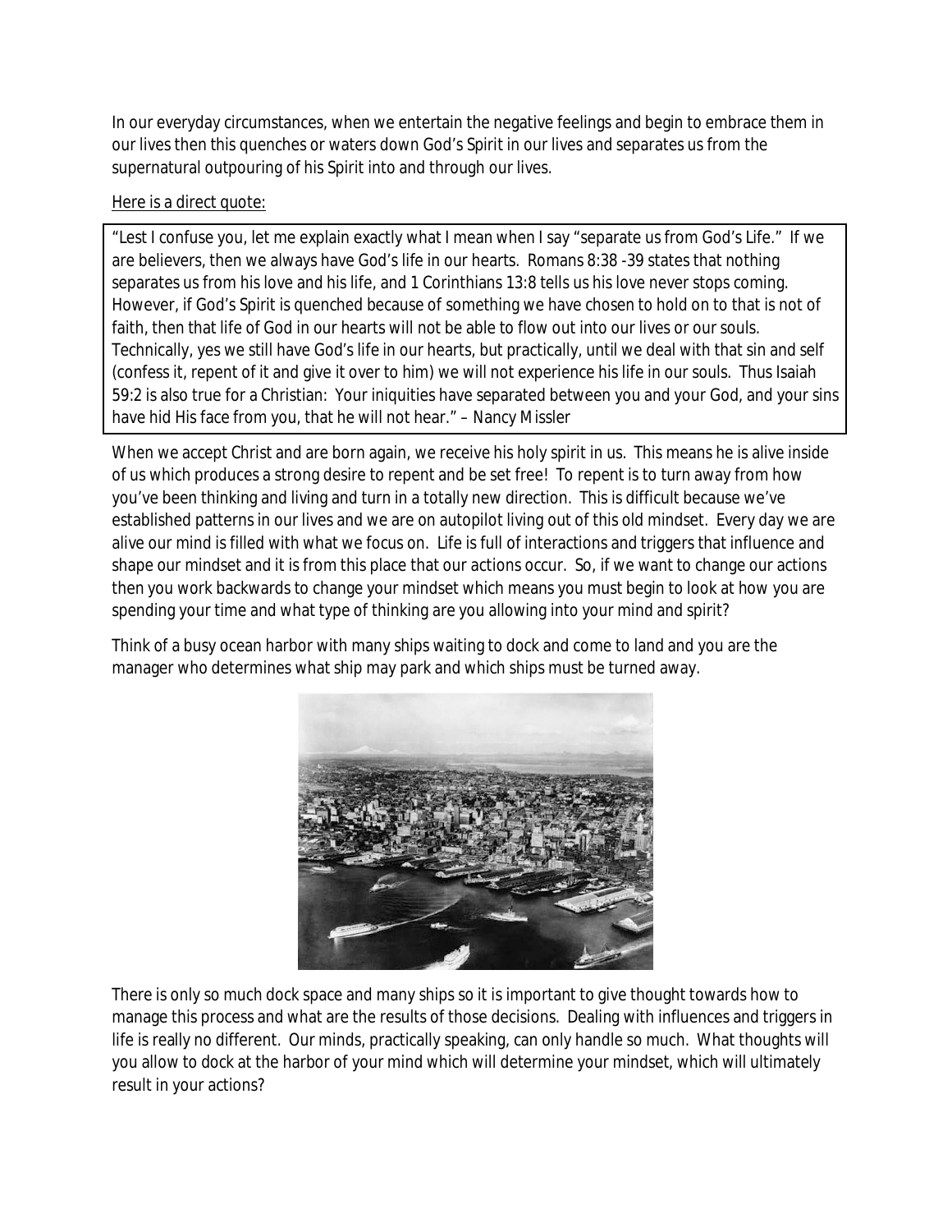In our everyday circumstances, when we entertain the negative feelings and begin to embrace them in our lives then this quenches or waters down God's Spirit in our lives and separates us from the supernatural outpouring of his Spirit into and through our lives.

Here is a direct quote:

> "Lest I confuse you, let me explain exactly what I mean when I say "separate us from God's Life." If we are believers, then we always have God's life in our hearts. Romans 8:38 -39 states that nothing separates us from his love and his life, and 1 Corinthians 13:8 tells us his love never stops coming. However, if God's Spirit is quenched because of something we have chosen to hold on to that is not of faith, then that life of God in our hearts will not be able to flow out into our lives or our souls. Technically, yes we still have God's life in our hearts, but practically, until we deal with that sin and self (confess it, repent of it and give it over to him) we will not experience his life in our souls. Thus Isaiah 59:2 is also true for a Christian: Your iniquities have separated between you and your God, and your sins have hid His face from you, that he will not hear." – Nancy Missler

When we accept Christ and are born again, we receive his holy spirit in us. This means he is alive inside of us which produces a strong desire to repent and be set free! To repent is to turn away from how you've been thinking and living and turn in a totally new direction. This is difficult because we've established patterns in our lives and we are on autopilot living out of this old mindset. Every day we are alive our mind is filled with what we focus on. Life is full of interactions and triggers that influence and shape our mindset and it is from this place that our actions occur. So, if we want to change our actions then you work backwards to change your mindset which means you must begin to look at how you are spending your time and what type of thinking are you allowing into your mind and spirit?

Think of a busy ocean harbor with many ships waiting to dock and come to land and you are the manager who determines what ship may park and which ships must be turned away.

There is only so much dock space and many ships so it is important to give thought towards how to manage this process and what are the results of those decisions. Dealing with influences and triggers in life is really no different. Our minds, practically speaking, can only handle so much. What thoughts will you allow to dock at the harbor of your mind which will determine your mindset, which will ultimately result in your actions?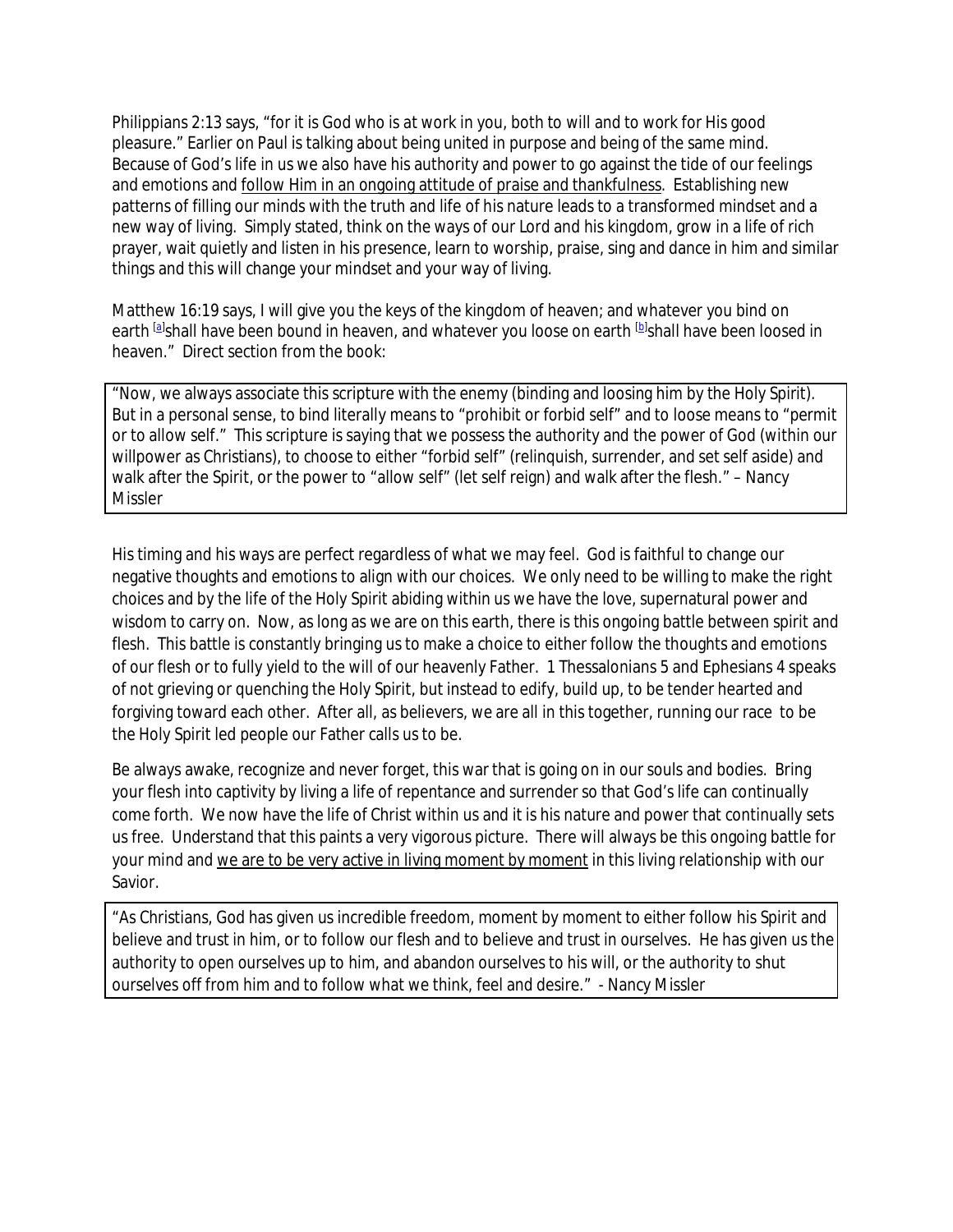Philippians 2:13 says, "for it is God who is at work in you, both to will and to work for His good pleasure." Earlier on Paul is talking about being united in purpose and being of the same mind. Because of God's life in us we also have his authority and power to go against the tide of our feelings and emotions and <u>follow Him in an ongoing attitude of praise and thankfulness</u>. Establishing new patterns of filling our minds with the truth and life of his nature leads to a transformed mindset and a new way of living. Simply stated, think on the ways of our Lord and his kingdom, grow in a life of rich prayer, wait quietly and listen in his presence, learn to worship, praise, sing and dance in him and similar things and this will change your mindset and your way of living.

Matthew 16:19 says, I will give you the keys of the kingdom of heaven; and whatever you bind on earth [a]shall have been bound in heaven, and whatever you loose on earth [b]shall have been loosed in heaven." Direct section from the book:

> "Now, we always associate this scripture with the enemy (binding and loosing him by the Holy Spirit). But in a personal sense, to bind literally means to "prohibit or forbid self" and to loose means to "permit or to allow self." This scripture is saying that we possess the authority and the power of God (within our willpower as Christians), to choose to either "forbid self" (relinquish, surrender, and set self aside) and walk after the Spirit, or the power to "allow self" (let self reign) and walk after the flesh." – Nancy Missler

His timing and his ways are perfect regardless of what we may feel. God is faithful to change our negative thoughts and emotions to align with our choices. We only need to be willing to make the right choices and by the life of the Holy Spirit abiding within us we have the love, supernatural power and wisdom to carry on. Now, as long as we are on this earth, there is this ongoing battle between spirit and flesh. This battle is constantly bringing us to make a choice to either follow the thoughts and emotions of our flesh or to fully yield to the will of our heavenly Father. 1 Thessalonians 5 and Ephesians 4 speaks of not grieving or quenching the Holy Spirit, but instead to edify, build up, to be tender hearted and forgiving toward each other. After all, as believers, we are all in this together, running our race to be the Holy Spirit led people our Father calls us to be.

Be always awake, recognize and never forget, this war that is going on in our souls and bodies. Bring your flesh into captivity by living a life of repentance and surrender so that God's life can continually come forth. We now have the life of Christ within us and it is his nature and power that continually sets us free. Understand that this paints a very vigorous picture. There will always be this ongoing battle for your mind and <u>we are to be very active in living moment by moment</u> in this living relationship with our Savior.

> "As Christians, God has given us incredible freedom, moment by moment to either follow his Spirit and believe and trust in him, or to follow our flesh and to believe and trust in ourselves. He has given us the authority to open ourselves up to him, and abandon ourselves to his will, or the authority to shut ourselves off from him and to follow what we think, feel and desire." - Nancy Missler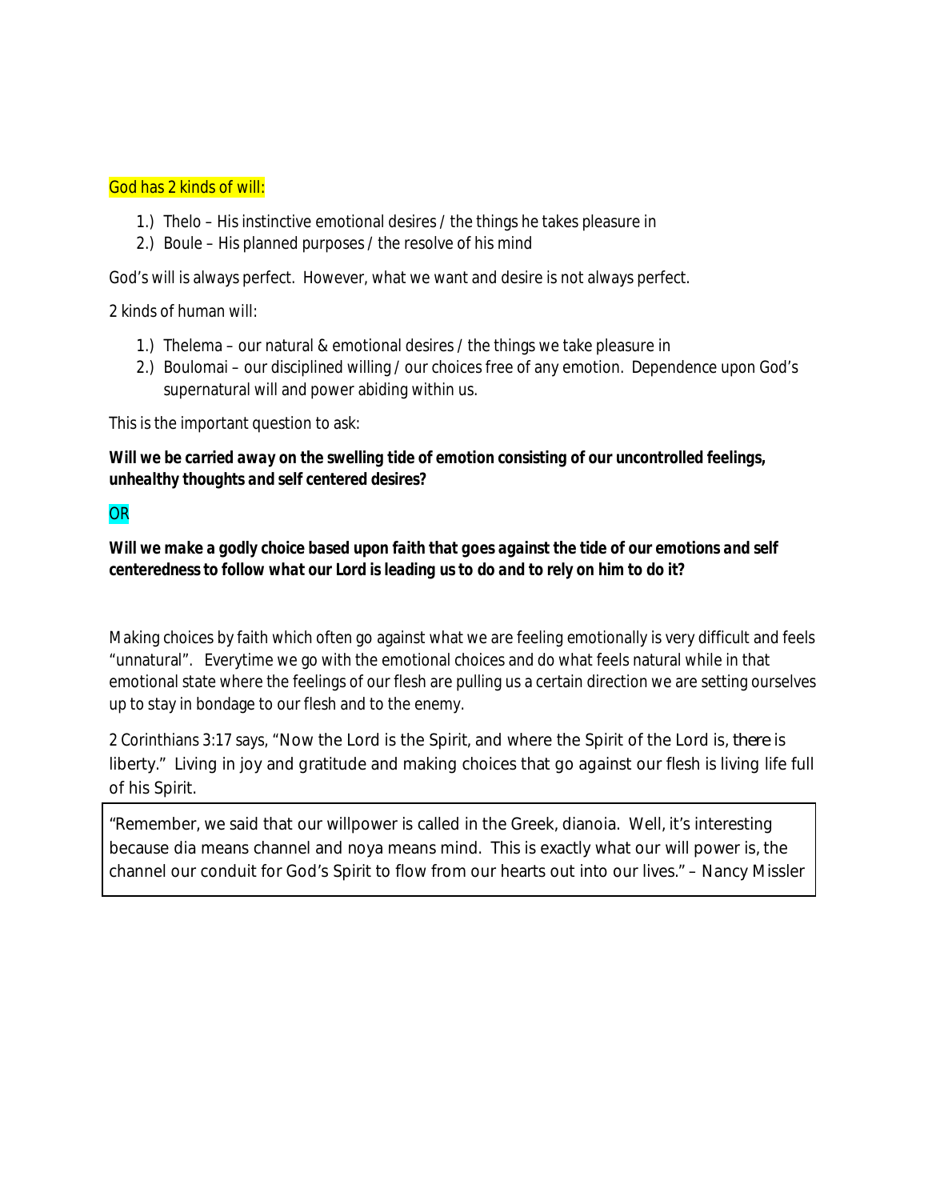God has 2 kinds of will:

1.) Thelo – His instinctive emotional desires / the things he takes pleasure in
2.) Boule – His planned purposes / the resolve of his mind

God's will is always perfect. However, what we want and desire is not always perfect.

2 kinds of human will:

1.) Thelema – our natural & emotional desires / the things we take pleasure in
2.) Boulomai – our disciplined willing / our choices free of any emotion. Dependence upon God's supernatural will and power abiding within us.

This is the important question to ask:

***Will we be carried away on the swelling tide of emotion consisting of our uncontrolled feelings, unhealthy thoughts and self centered desires?***

OR

***Will we make a godly choice based upon faith that goes against the tide of our emotions and self centeredness to follow what our Lord is leading us to do and to rely on him to do it?***

Making choices by faith which often go against what we are feeling emotionally is very difficult and feels "unnatural". Everytime we go with the emotional choices and do what feels natural while in that emotional state where the feelings of our flesh are pulling us a certain direction we are setting ourselves up to stay in bondage to our flesh and to the enemy.

2 Corinthians 3:17 says, "Now the Lord is the Spirit, and where the Spirit of the Lord is, *there* is liberty." Living in joy and gratitude and making choices that go against our flesh is living life full of his Spirit.

> "Remember, we said that our willpower is called in the Greek, dianoia. Well, it's interesting because dia means channel and noya means mind. This is exactly what our will power is, the channel our conduit for God's Spirit to flow from our hearts out into our lives." – Nancy Missler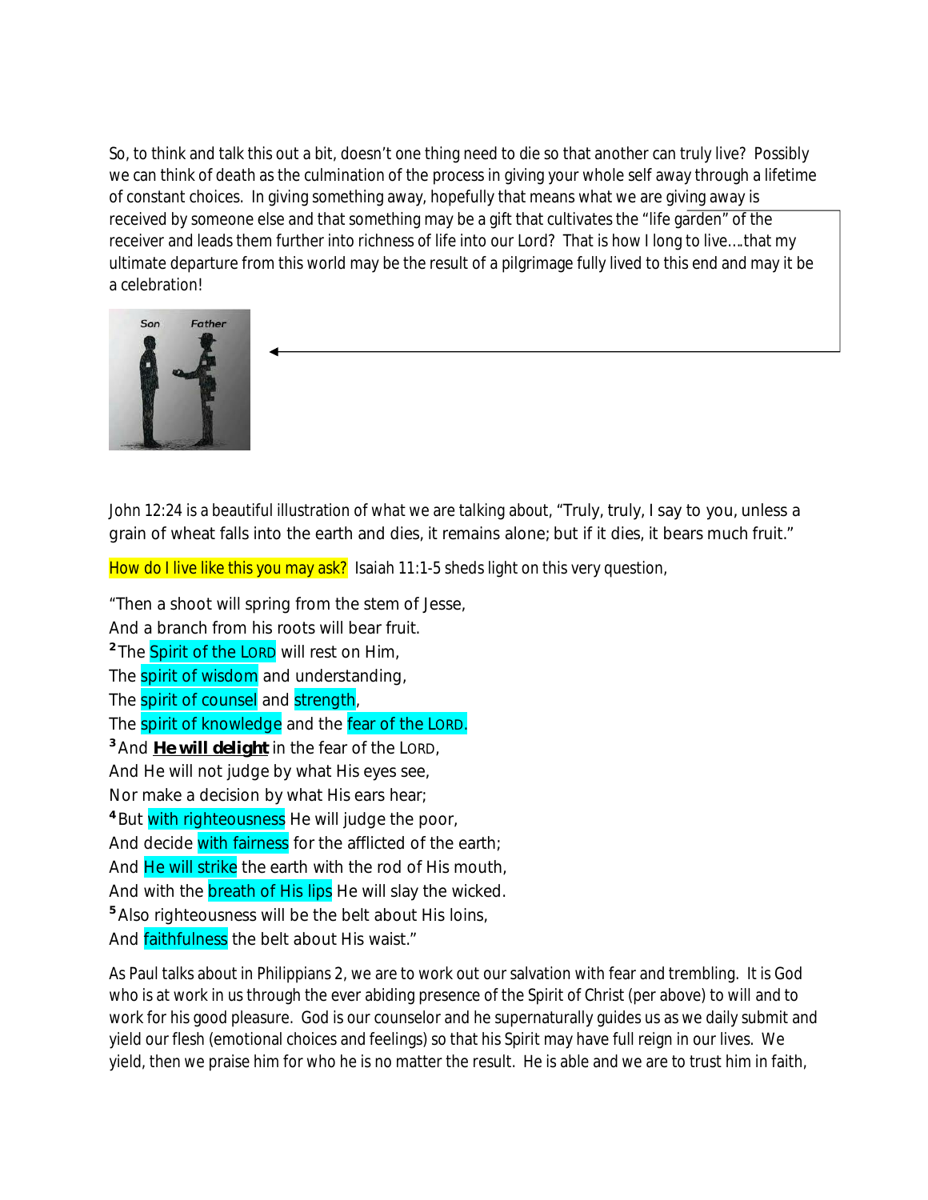So, to think and talk this out a bit, doesn't one thing need to die so that another can truly live? Possibly we can think of death as the culmination of the process in giving your whole self away through a lifetime of constant choices. In giving something away, hopefully that means what we are giving away is received by someone else and that something may be a gift that cultivates the "life garden" of the receiver and leads them further into richness of life into our Lord? That is how I long to live….that my ultimate departure from this world may be the result of a pilgrimage fully lived to this end and may it be a celebration!

John 12:24 is a beautiful illustration of what we are talking about, "Truly, truly, I say to you, unless a grain of wheat falls into the earth and dies, it remains alone; but if it dies, it bears much fruit."

How do I live like this you may ask? Isaiah 11:1-5 sheds light on this very question,

"Then a shoot will spring from the stem of Jesse,
And a branch from his roots will bear fruit.
[2] The Spirit of the LORD will rest on Him,
The spirit of wisdom and understanding,
The spirit of counsel and strength,
The spirit of knowledge and the fear of the LORD.
[3] And ***He will delight*** in the fear of the LORD,
And He will not judge by what His eyes see,
Nor make a decision by what His ears hear;
[4] But with righteousness He will judge the poor,
And decide with fairness for the afflicted of the earth;
And He will strike the earth with the rod of His mouth,
And with the breath of His lips He will slay the wicked.
[5] Also righteousness will be the belt about His loins,
And faithfulness the belt about His waist."

As Paul talks about in Philippians 2, we are to work out our salvation with fear and trembling. It is God who is at work in us through the ever abiding presence of the Spirit of Christ (per above) to will and to work for his good pleasure. God is our counselor and he supernaturally guides us as we daily submit and yield our flesh (emotional choices and feelings) so that his Spirit may have full reign in our lives. We yield, then we praise him for who he is no matter the result. He is able and we are to trust him in faith,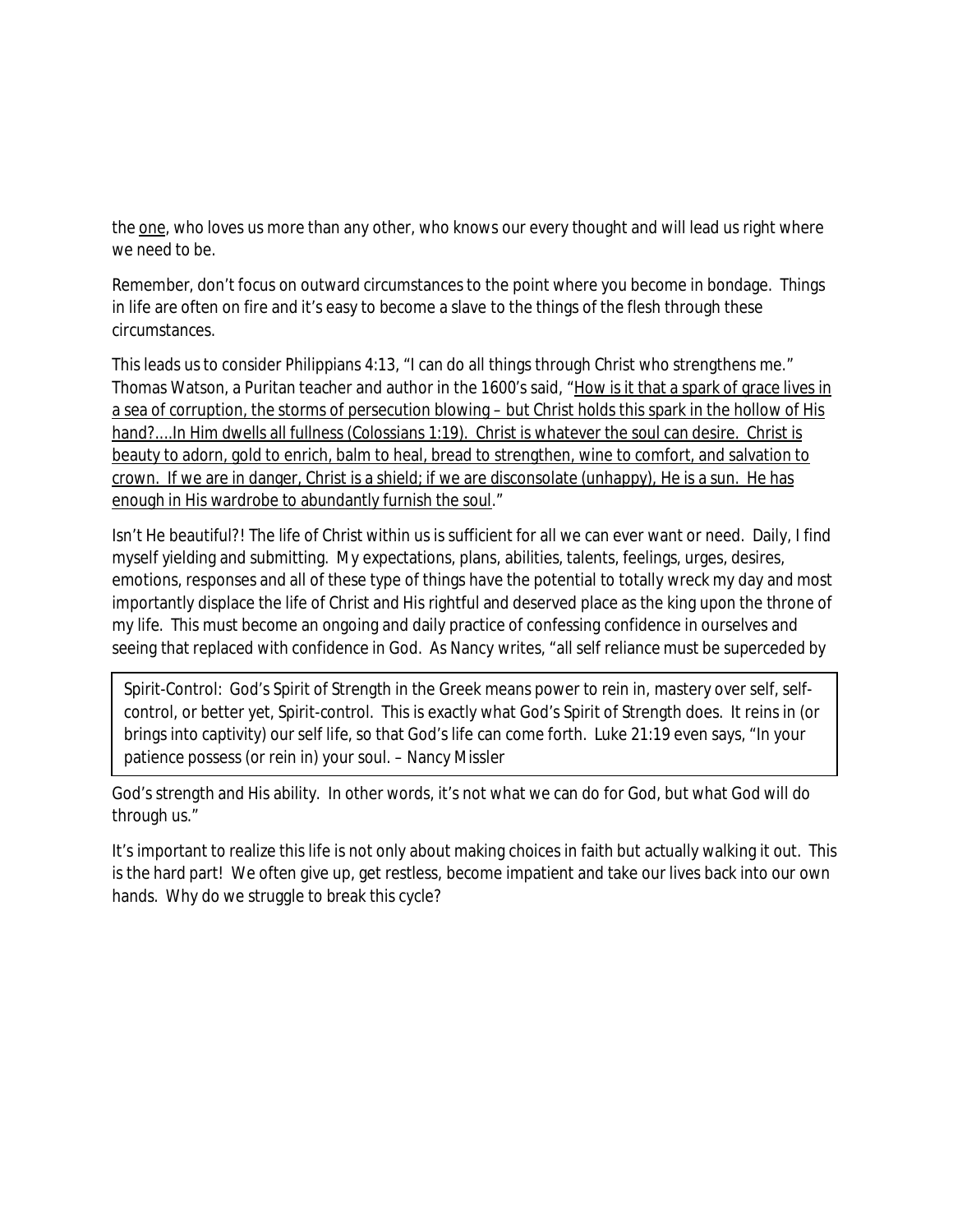the <u>one</u>, who loves us more than any other, who knows our every thought and will lead us right where we need to be.

Remember, don't focus on outward circumstances to the point where you become in bondage. Things in life are often on fire and it's easy to become a slave to the things of the flesh through these circumstances.

This leads us to consider Philippians 4:13, "I can do all things through Christ who strengthens me." Thomas Watson, a Puritan teacher and author in the 1600's said, "<u>How is it that a spark of grace lives in a sea of corruption, the storms of persecution blowing – but Christ holds this spark in the hollow of His hand?....In Him dwells all fullness (Colossians 1:19). Christ is whatever the soul can desire. Christ is beauty to adorn, gold to enrich, balm to heal, bread to strengthen, wine to comfort, and salvation to crown. If we are in danger, Christ is a shield; if we are disconsolate (unhappy), He is a sun. He has enough in His wardrobe to abundantly furnish the soul</u>."

Isn't He beautiful?! The life of Christ within us is sufficient for all we can ever want or need. Daily, I find myself yielding and submitting. My expectations, plans, abilities, talents, feelings, urges, desires, emotions, responses and all of these type of things have the potential to totally wreck my day and most importantly displace the life of Christ and His rightful and deserved place as the king upon the throne of my life. This must become an ongoing and daily practice of confessing confidence in ourselves and seeing that replaced with confidence in God. As Nancy writes, "all self reliance must be superceded by God's strength and His ability. In other words, it's not what we can do for God, but what God will do through us."

> Spirit-Control: God's Spirit of Strength in the Greek means power to rein in, mastery over self, self-control, or better yet, Spirit-control. This is exactly what God's Spirit of Strength does. It reins in (or brings into captivity) our self life, so that God's life can come forth. Luke 21:19 even says, "In your patience possess (or rein in) your soul. – Nancy Missler

It's important to realize this life is not only about making choices in faith but actually walking it out. This is the hard part! We often give up, get restless, become impatient and take our lives back into our own hands. Why do we struggle to break this cycle?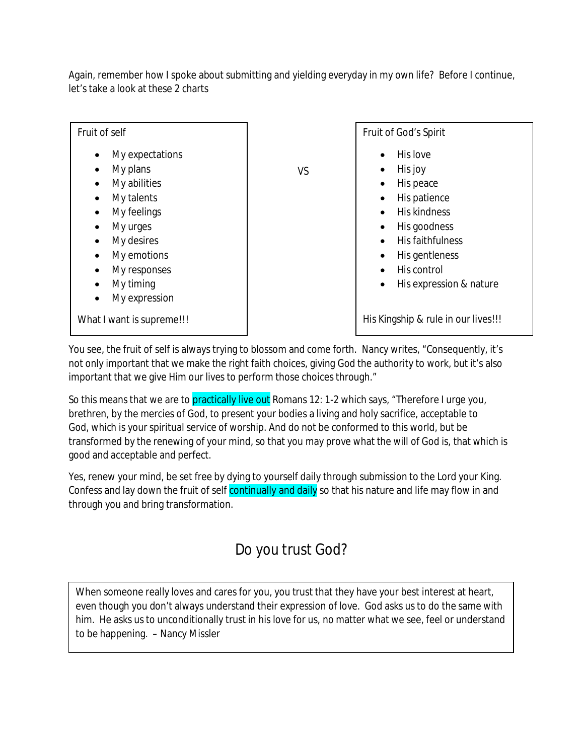Again, remember how I spoke about submitting and yielding everyday in my own life? Before I continue, let's take a look at these 2 charts

| Fruit of self | | Fruit of God's Spirit |
|---|---|---|
| • My expectations<br>• My plans<br>• My abilities<br>• My talents<br>• My feelings<br>• My urges<br>• My desires<br>• My emotions<br>• My responses<br>• My timing<br>• My expression | VS | • His love<br>• His joy<br>• His peace<br>• His patience<br>• His kindness<br>• His goodness<br>• His faithfulness<br>• His gentleness<br>• His control<br>• His expression & nature |
| What I want is supreme!!! | | His Kingship & rule in our lives!!! |

You see, the fruit of self is always trying to blossom and come forth. Nancy writes, "Consequently, it's not only important that we make the right faith choices, giving God the authority to work, but it's also important that we give Him our lives to perform those choices through."

So this means that we are to practically live out Romans 12: 1-2 which says, "Therefore I urge you, brethren, by the mercies of God, to present your bodies a living and holy sacrifice, acceptable to God, which is your spiritual service of worship. And do not be conformed to this world, but be transformed by the renewing of your mind, so that you may prove what the will of God is, that which is good and acceptable and perfect.

Yes, renew your mind, be set free by dying to yourself daily through submission to the Lord your King. Confess and lay down the fruit of self continually and daily so that his nature and life may flow in and through you and bring transformation.

## Do you trust God?

> When someone really loves and cares for you, you trust that they have your best interest at heart, even though you don't always understand their expression of love. God asks us to do the same with him. He asks us to unconditionally trust in his love for us, no matter what we see, feel or understand to be happening. – Nancy Missler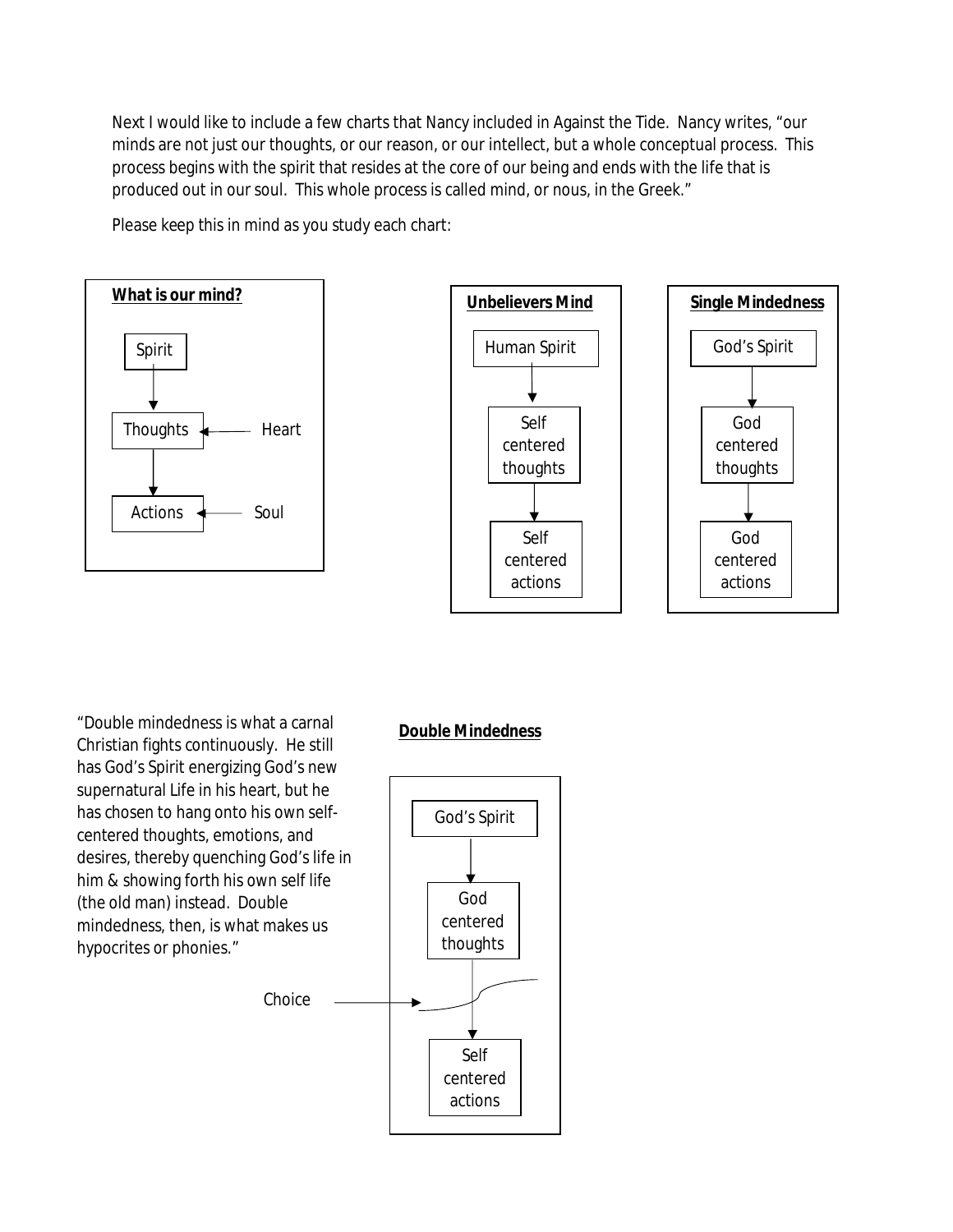Next I would like to include a few charts that Nancy included in Against the Tide. Nancy writes, "our minds are not just our thoughts, or our reason, or our intellect, but a whole conceptual process. This process begins with the spirit that resides at the core of our being and ends with the life that is produced out in our soul. This whole process is called mind, or nous, in the Greek."

Please keep this in mind as you study each chart:

**What is our mind?**

Spirit → Thoughts (← Heart) → Actions (← Soul)

**Unbelievers Mind**

Human Spirit → Self centered thoughts → Self centered actions

**Single Mindedness**

God's Spirit → God centered thoughts → God centered actions

"Double mindedness is what a carnal Christian fights continuously. He still has God's Spirit energizing God's new supernatural Life in his heart, but he has chosen to hang onto his own self-centered thoughts, emotions, and desires, thereby quenching God's life in him & showing forth his own self life (the old man) instead. Double mindedness, then, is what makes us hypocrites or phonies."

**Double Mindedness**

God's Spirit → God centered thoughts → (Choice) → Self centered actions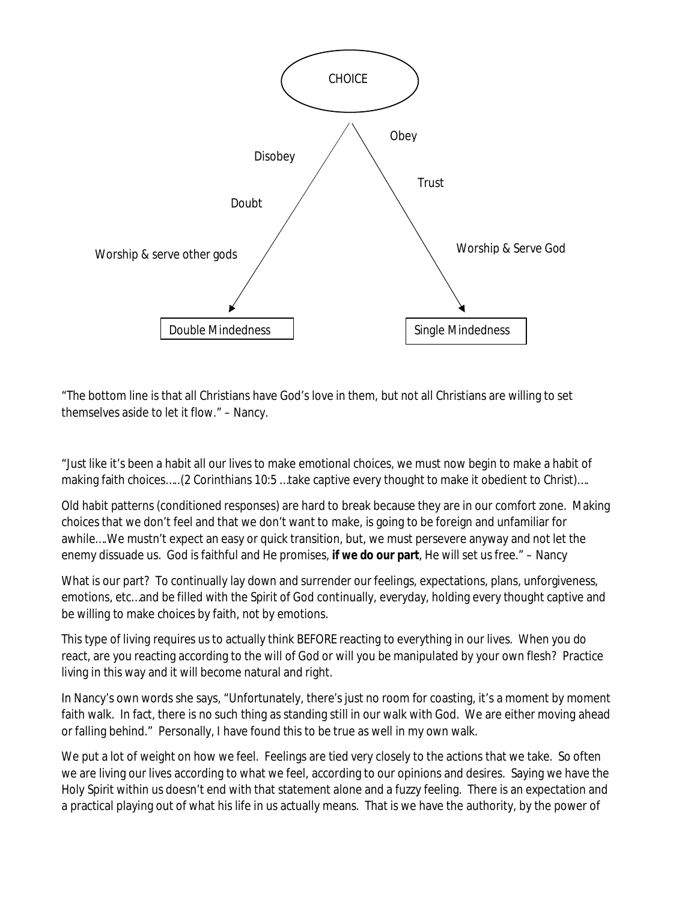CHOICE

Disobey

Doubt

Worship & serve other gods

Double Mindedness

Obey

Trust

Worship & Serve God

Single Mindedness

"The bottom line is that all Christians have God's love in them, but not all Christians are willing to set themselves aside to let it flow." – Nancy.

"Just like it's been a habit all our lives to make emotional choices, we must now begin to make a habit of making faith choices…..(2 Corinthians 10:5 …take captive every thought to make it obedient to Christ)….

Old habit patterns (conditioned responses) are hard to break because they are in our comfort zone. Making choices that we don't feel and that we don't want to make, is going to be foreign and unfamiliar for awhile….We mustn't expect an easy or quick transition, but, we must persevere anyway and not let the enemy dissuade us. God is faithful and He promises, **if we do our part**, He will set us free." – Nancy

What is our part? To continually lay down and surrender our feelings, expectations, plans, unforgiveness, emotions, etc…and be filled with the Spirit of God continually, everyday, holding every thought captive and be willing to make choices by faith, not by emotions.

This type of living requires us to actually think BEFORE reacting to everything in our lives. When you do react, are you reacting according to the will of God or will you be manipulated by your own flesh? Practice living in this way and it will become natural and right.

In Nancy's own words she says, "Unfortunately, there's just no room for coasting, it's a moment by moment faith walk. In fact, there is no such thing as standing still in our walk with God. We are either moving ahead or falling behind." Personally, I have found this to be true as well in my own walk.

We put a lot of weight on how we feel. Feelings are tied very closely to the actions that we take. So often we are living our lives according to what we feel, according to our opinions and desires. Saying we have the Holy Spirit within us doesn't end with that statement alone and a fuzzy feeling. There is an expectation and a practical playing out of what his life in us actually means. That is we have the authority, by the power of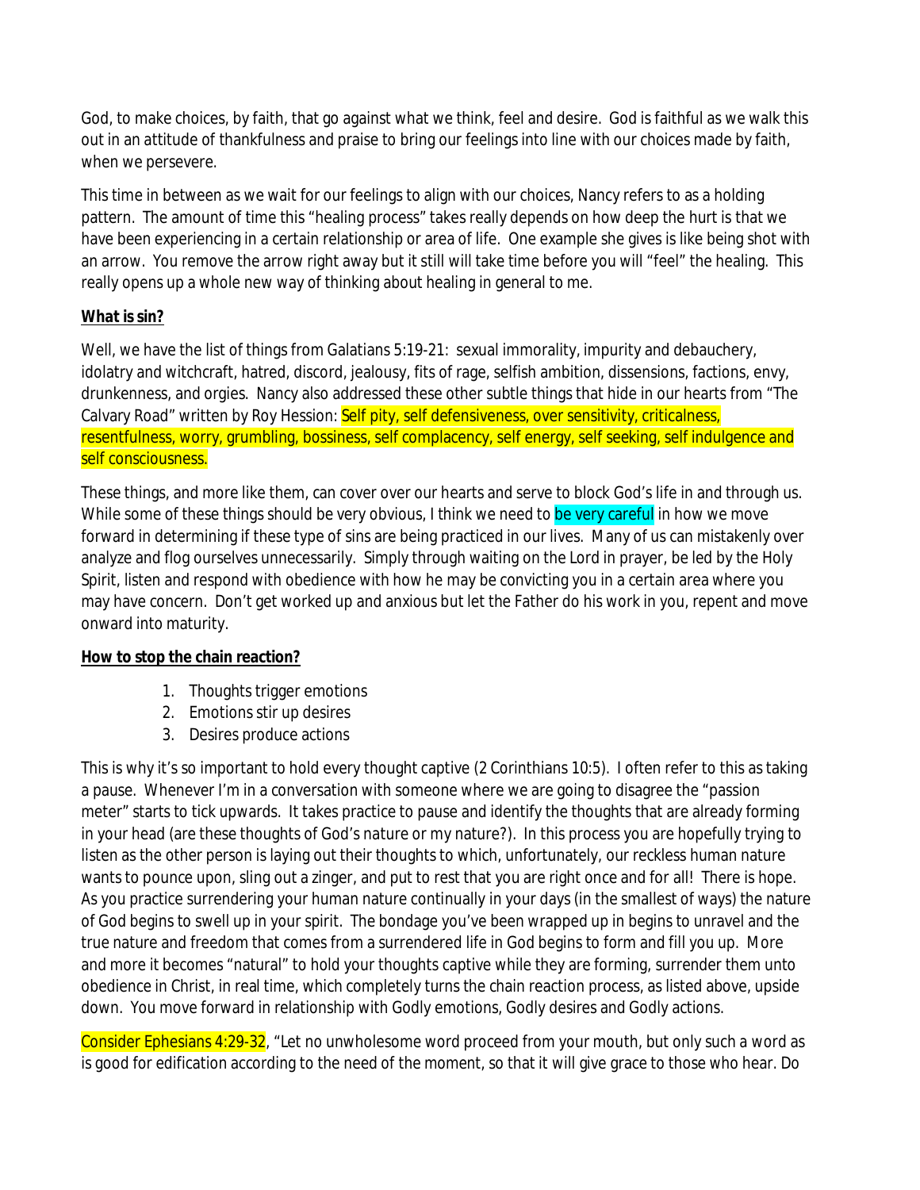God, to make choices, by faith, that go against what we think, feel and desire. God is faithful as we walk this out in an attitude of thankfulness and praise to bring our feelings into line with our choices made by faith, when we persevere.

This time in between as we wait for our feelings to align with our choices, Nancy refers to as a holding pattern. The amount of time this "healing process" takes really depends on how deep the hurt is that we have been experiencing in a certain relationship or area of life. One example she gives is like being shot with an arrow. You remove the arrow right away but it still will take time before you will "feel" the healing. This really opens up a whole new way of thinking about healing in general to me.

**What is sin?**

Well, we have the list of things from Galatians 5:19-21: sexual immorality, impurity and debauchery, idolatry and witchcraft, hatred, discord, jealousy, fits of rage, selfish ambition, dissensions, factions, envy, drunkenness, and orgies. Nancy also addressed these other subtle things that hide in our hearts from "The Calvary Road" written by Roy Hession: Self pity, self defensiveness, over sensitivity, criticalness, resentfulness, worry, grumbling, bossiness, self complacency, self energy, self seeking, self indulgence and self consciousness.

These things, and more like them, can cover over our hearts and serve to block God's life in and through us. While some of these things should be very obvious, I think we need to be very careful in how we move forward in determining if these type of sins are being practiced in our lives. Many of us can mistakenly over analyze and flog ourselves unnecessarily. Simply through waiting on the Lord in prayer, be led by the Holy Spirit, listen and respond with obedience with how he may be convicting you in a certain area where you may have concern. Don't get worked up and anxious but let the Father do his work in you, repent and move onward into maturity.

**How to stop the chain reaction?**

1. Thoughts trigger emotions
2. Emotions stir up desires
3. Desires produce actions

This is why it's so important to hold every thought captive (2 Corinthians 10:5). I often refer to this as taking a pause. Whenever I'm in a conversation with someone where we are going to disagree the "passion meter" starts to tick upwards. It takes practice to pause and identify the thoughts that are already forming in your head (are these thoughts of God's nature or my nature?). In this process you are hopefully trying to listen as the other person is laying out their thoughts to which, unfortunately, our reckless human nature wants to pounce upon, sling out a zinger, and put to rest that you are right once and for all! There is hope. As you practice surrendering your human nature continually in your days (in the smallest of ways) the nature of God begins to swell up in your spirit. The bondage you've been wrapped up in begins to unravel and the true nature and freedom that comes from a surrendered life in God begins to form and fill you up. More and more it becomes "natural" to hold your thoughts captive while they are forming, surrender them unto obedience in Christ, in real time, which completely turns the chain reaction process, as listed above, upside down. You move forward in relationship with Godly emotions, Godly desires and Godly actions.

Consider Ephesians 4:29-32, "Let no unwholesome word proceed from your mouth, but only such a word as is good for edification according to the need of the moment, so that it will give grace to those who hear. Do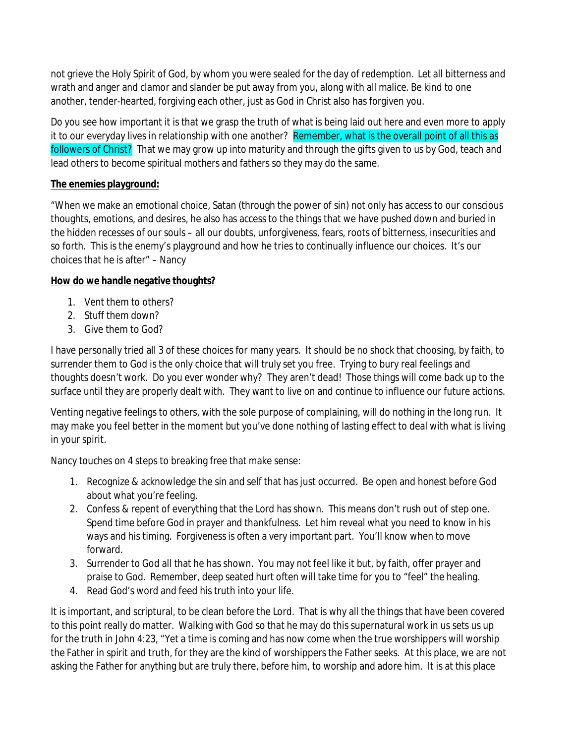not grieve the Holy Spirit of God, by whom you were sealed for the day of redemption. Let all bitterness and wrath and anger and clamor and slander be put away from you, along with all malice. Be kind to one another, tender-hearted, forgiving each other, just as God in Christ also has forgiven you.

Do you see how important it is that we grasp the truth of what is being laid out here and even more to apply it to our everyday lives in relationship with one another? Remember, what is the overall point of all this as followers of Christ? That we may grow up into maturity and through the gifts given to us by God, teach and lead others to become spiritual mothers and fathers so they may do the same.

**The enemies playground:**

"When we make an emotional choice, Satan (through the power of sin) not only has access to our conscious thoughts, emotions, and desires, he also has access to the things that we have pushed down and buried in the hidden recesses of our souls – all our doubts, unforgiveness, fears, roots of bitterness, insecurities and so forth. This is the enemy's playground and how he tries to continually influence our choices. It's our choices that he is after" – Nancy

**How do we handle negative thoughts?**

1. Vent them to others?
2. Stuff them down?
3. Give them to God?

I have personally tried all 3 of these choices for many years. It should be no shock that choosing, by faith, to surrender them to God is the only choice that will truly set you free. Trying to bury real feelings and thoughts doesn't work. Do you ever wonder why? They aren't dead! Those things will come back up to the surface until they are properly dealt with. They want to live on and continue to influence our future actions.

Venting negative feelings to others, with the sole purpose of complaining, will do nothing in the long run. It may make you feel better in the moment but you've done nothing of lasting effect to deal with what is living in your spirit.

Nancy touches on 4 steps to breaking free that make sense:

1. Recognize & acknowledge the sin and self that has just occurred. Be open and honest before God about what you're feeling.
2. Confess & repent of everything that the Lord has shown. This means don't rush out of step one. Spend time before God in prayer and thankfulness. Let him reveal what you need to know in his ways and his timing. Forgiveness is often a very important part. You'll know when to move forward.
3. Surrender to God all that he has shown. You may not feel like it but, by faith, offer prayer and praise to God. Remember, deep seated hurt often will take time for you to "feel" the healing.
4. Read God's word and feed his truth into your life.

It is important, and scriptural, to be clean before the Lord. That is why all the things that have been covered to this point really do matter. Walking with God so that he may do this supernatural work in us sets us up for the truth in John 4:23, "Yet a time is coming and has now come when the true worshippers will worship the Father in spirit and truth, for they are the kind of worshippers the Father seeks. At this place, we are not asking the Father for anything but are truly there, before him, to worship and adore him. It is at this place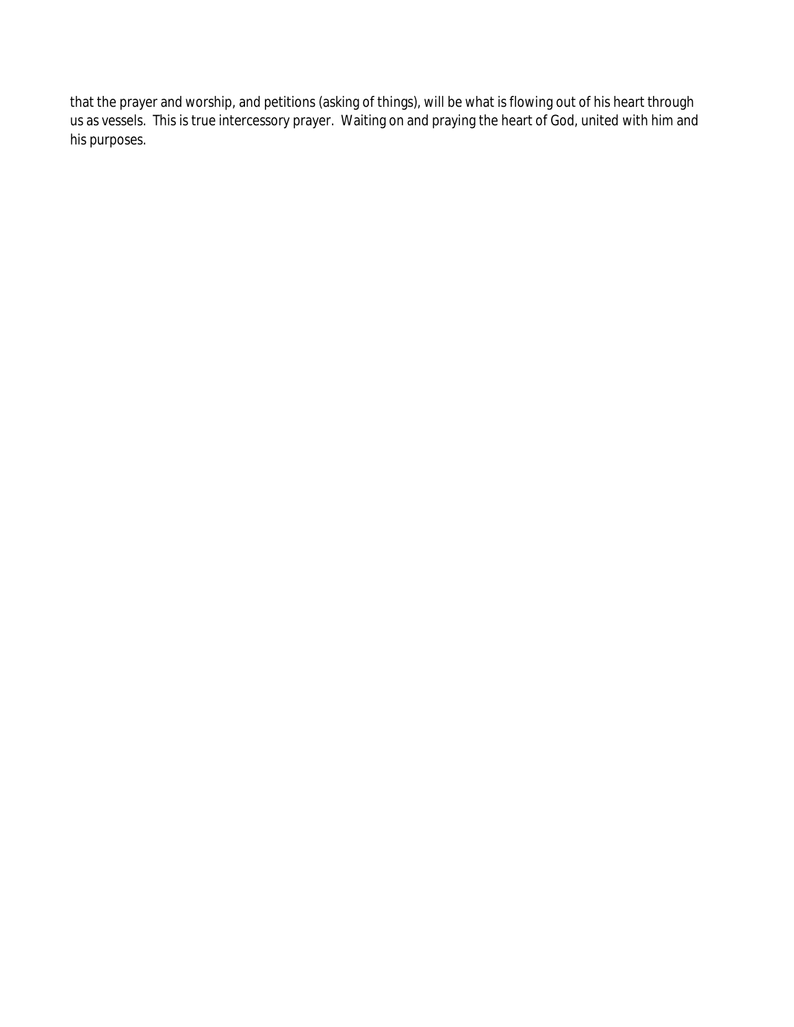that the prayer and worship, and petitions (asking of things), will be what is flowing out of his heart through us as vessels. This is true intercessory prayer. Waiting on and praying the heart of God, united with him and his purposes.